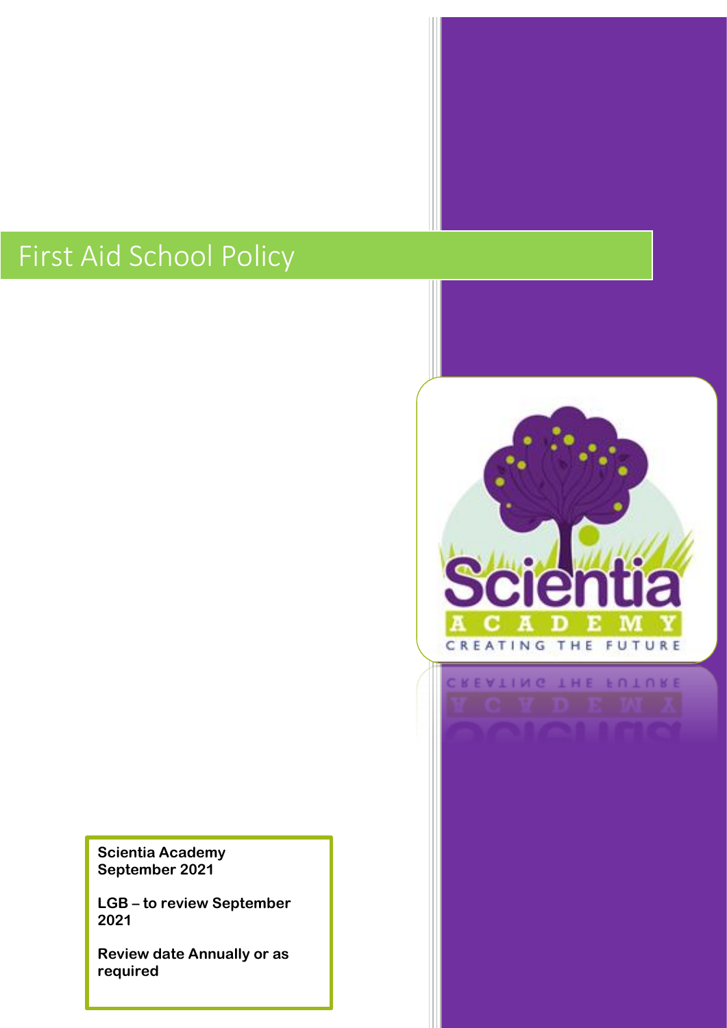# First Aid School Policy

**Scientia Academy**
**September 2021**

**LGB – to review September 2021**

**Review date Annually or as required**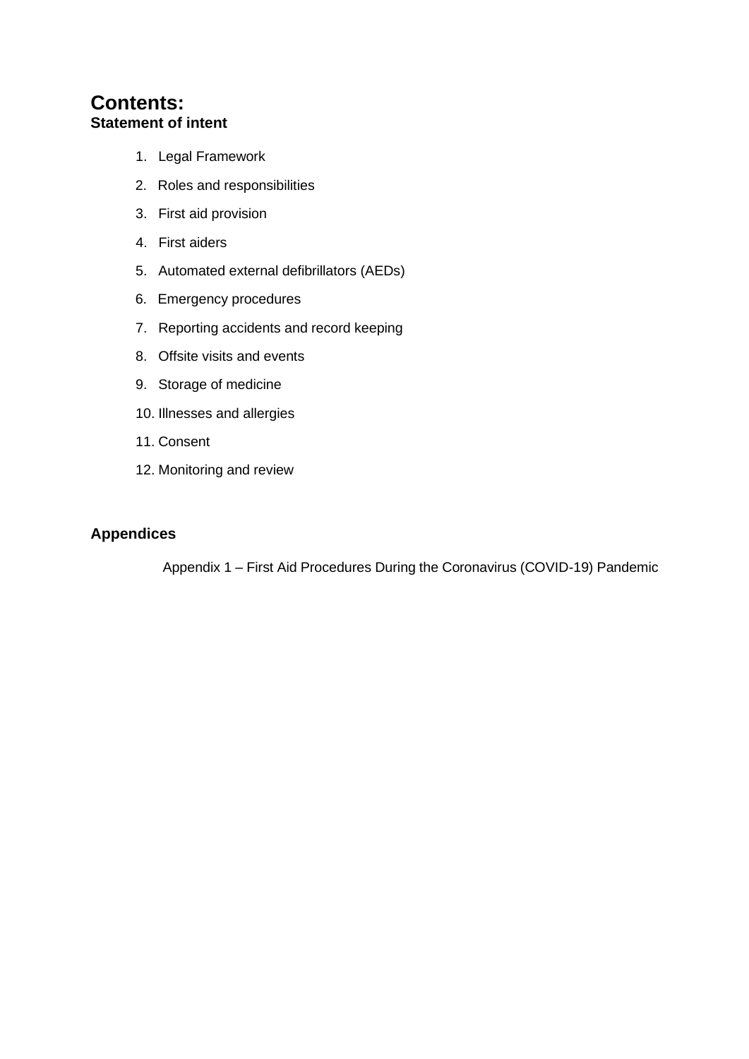# Contents:

**Statement of intent**

1. Legal Framework
2. Roles and responsibilities
3. First aid provision
4. First aiders
5. Automated external defibrillators (AEDs)
6. Emergency procedures
7. Reporting accidents and record keeping
8. Offsite visits and events
9. Storage of medicine
10. Illnesses and allergies
11. Consent
12. Monitoring and review

**Appendices**

Appendix 1 – First Aid Procedures During the Coronavirus (COVID-19) Pandemic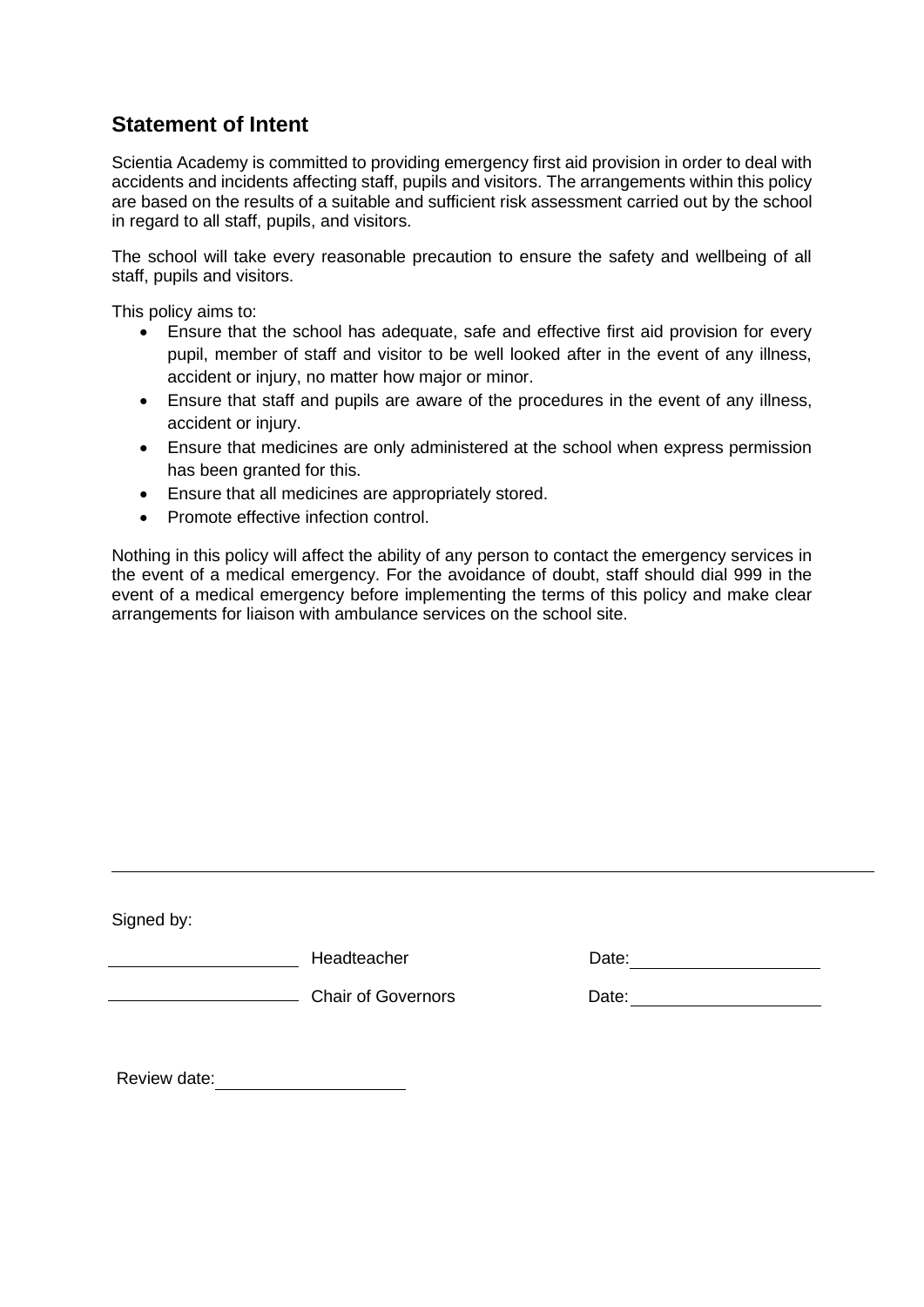## Statement of Intent

Scientia Academy is committed to providing emergency first aid provision in order to deal with accidents and incidents affecting staff, pupils and visitors. The arrangements within this policy are based on the results of a suitable and sufficient risk assessment carried out by the school in regard to all staff, pupils, and visitors.

The school will take every reasonable precaution to ensure the safety and wellbeing of all staff, pupils and visitors.

This policy aims to:

- Ensure that the school has adequate, safe and effective first aid provision for every pupil, member of staff and visitor to be well looked after in the event of any illness, accident or injury, no matter how major or minor.
- Ensure that staff and pupils are aware of the procedures in the event of any illness, accident or injury.
- Ensure that medicines are only administered at the school when express permission has been granted for this.
- Ensure that all medicines are appropriately stored.
- Promote effective infection control.

Nothing in this policy will affect the ability of any person to contact the emergency services in the event of a medical emergency. For the avoidance of doubt, staff should dial 999 in the event of a medical emergency before implementing the terms of this policy and make clear arrangements for liaison with ambulance services on the school site.

---

Signed by:

____________________ Headteacher Date: ____________________

____________________ Chair of Governors Date: ____________________

Review date: ____________________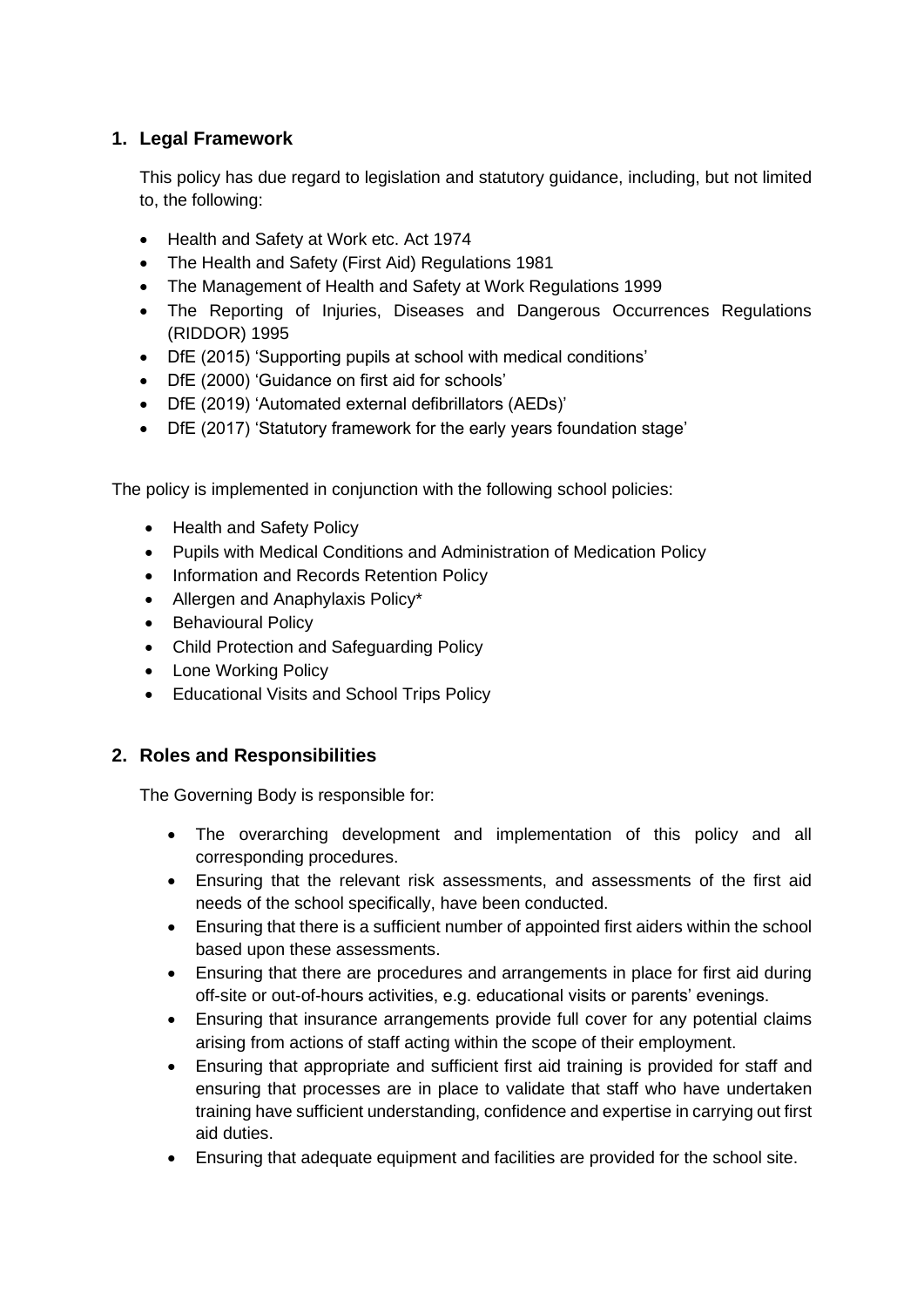## 1. Legal Framework

This policy has due regard to legislation and statutory guidance, including, but not limited to, the following:

- Health and Safety at Work etc. Act 1974
- The Health and Safety (First Aid) Regulations 1981
- The Management of Health and Safety at Work Regulations 1999
- The Reporting of Injuries, Diseases and Dangerous Occurrences Regulations (RIDDOR) 1995
- DfE (2015) 'Supporting pupils at school with medical conditions'
- DfE (2000) 'Guidance on first aid for schools'
- DfE (2019) 'Automated external defibrillators (AEDs)'
- DfE (2017) 'Statutory framework for the early years foundation stage'

The policy is implemented in conjunction with the following school policies:

- Health and Safety Policy
- Pupils with Medical Conditions and Administration of Medication Policy
- Information and Records Retention Policy
- Allergen and Anaphylaxis Policy*
- Behavioural Policy
- Child Protection and Safeguarding Policy
- Lone Working Policy
- Educational Visits and School Trips Policy

## 2. Roles and Responsibilities

The Governing Body is responsible for:

- The overarching development and implementation of this policy and all corresponding procedures.
- Ensuring that the relevant risk assessments, and assessments of the first aid needs of the school specifically, have been conducted.
- Ensuring that there is a sufficient number of appointed first aiders within the school based upon these assessments.
- Ensuring that there are procedures and arrangements in place for first aid during off-site or out-of-hours activities, e.g. educational visits or parents' evenings.
- Ensuring that insurance arrangements provide full cover for any potential claims arising from actions of staff acting within the scope of their employment.
- Ensuring that appropriate and sufficient first aid training is provided for staff and ensuring that processes are in place to validate that staff who have undertaken training have sufficient understanding, confidence and expertise in carrying out first aid duties.
- Ensuring that adequate equipment and facilities are provided for the school site.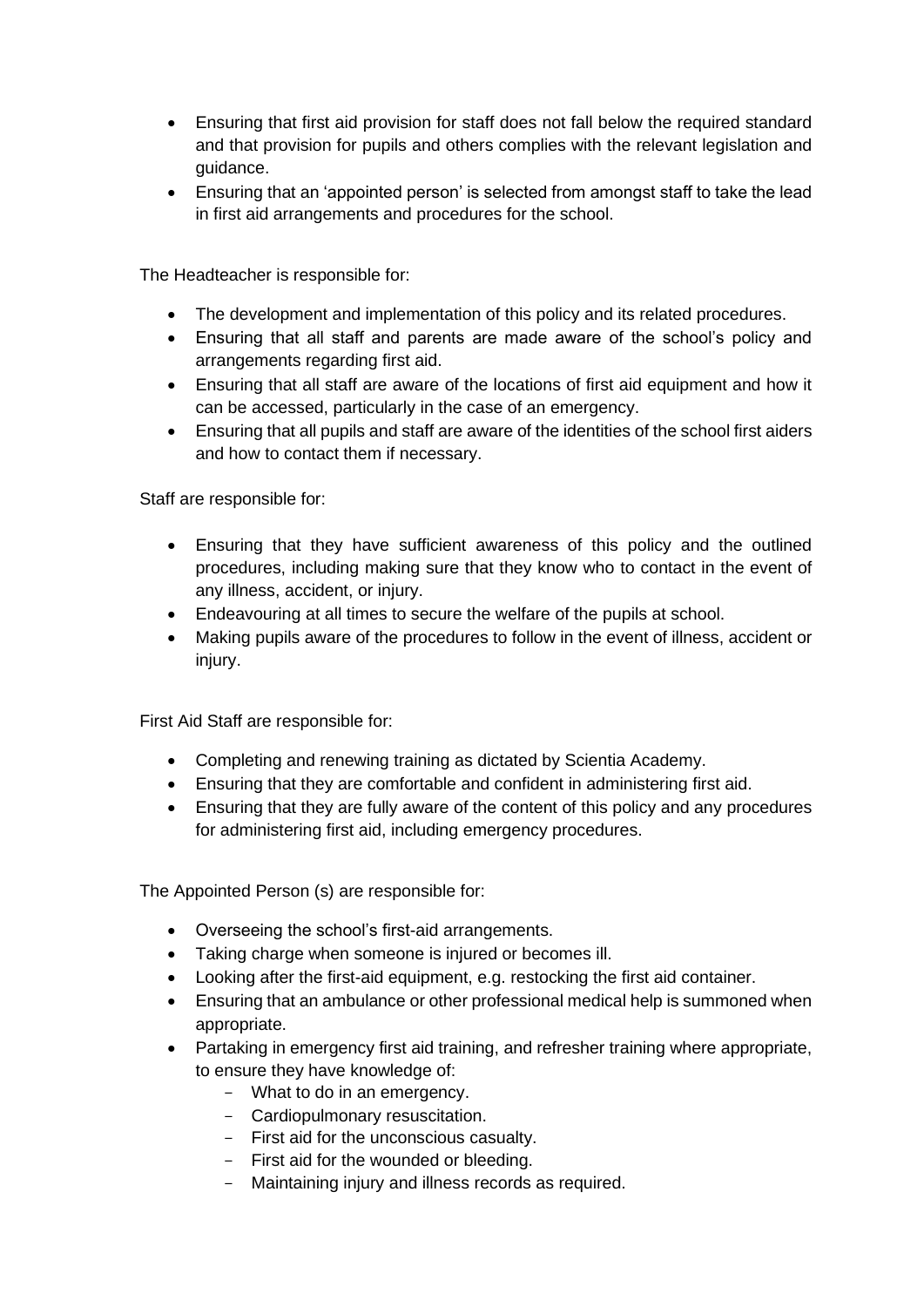- Ensuring that first aid provision for staff does not fall below the required standard and that provision for pupils and others complies with the relevant legislation and guidance.
- Ensuring that an 'appointed person' is selected from amongst staff to take the lead in first aid arrangements and procedures for the school.

The Headteacher is responsible for:

- The development and implementation of this policy and its related procedures.
- Ensuring that all staff and parents are made aware of the school's policy and arrangements regarding first aid.
- Ensuring that all staff are aware of the locations of first aid equipment and how it can be accessed, particularly in the case of an emergency.
- Ensuring that all pupils and staff are aware of the identities of the school first aiders and how to contact them if necessary.

Staff are responsible for:

- Ensuring that they have sufficient awareness of this policy and the outlined procedures, including making sure that they know who to contact in the event of any illness, accident, or injury.
- Endeavouring at all times to secure the welfare of the pupils at school.
- Making pupils aware of the procedures to follow in the event of illness, accident or injury.

First Aid Staff are responsible for:

- Completing and renewing training as dictated by Scientia Academy.
- Ensuring that they are comfortable and confident in administering first aid.
- Ensuring that they are fully aware of the content of this policy and any procedures for administering first aid, including emergency procedures.

The Appointed Person (s) are responsible for:

- Overseeing the school's first-aid arrangements.
- Taking charge when someone is injured or becomes ill.
- Looking after the first-aid equipment, e.g. restocking the first aid container.
- Ensuring that an ambulance or other professional medical help is summoned when appropriate.
- Partaking in emergency first aid training, and refresher training where appropriate, to ensure they have knowledge of:
  - What to do in an emergency.
  - Cardiopulmonary resuscitation.
  - First aid for the unconscious casualty.
  - First aid for the wounded or bleeding.
  - Maintaining injury and illness records as required.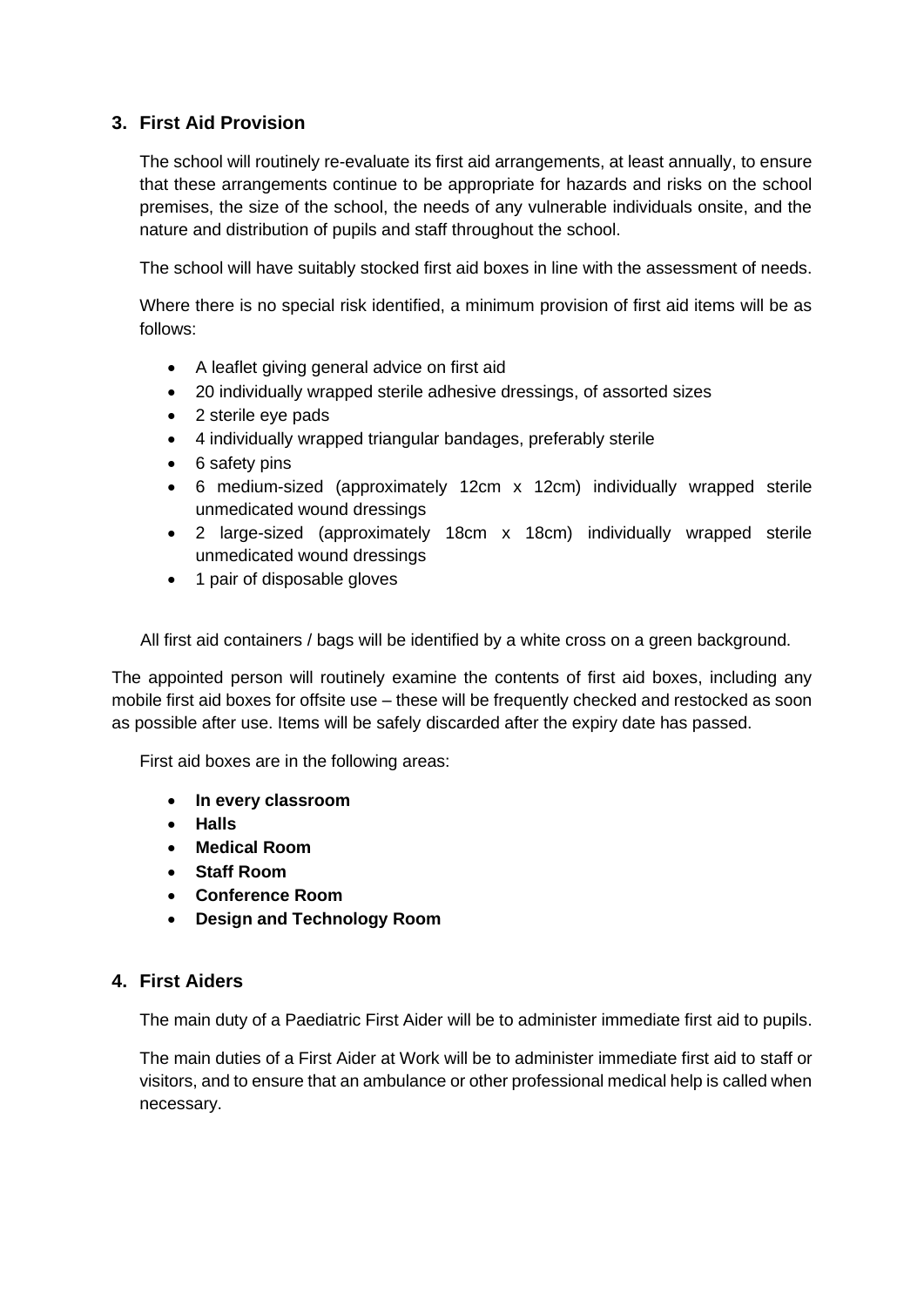## 3. First Aid Provision

The school will routinely re-evaluate its first aid arrangements, at least annually, to ensure that these arrangements continue to be appropriate for hazards and risks on the school premises, the size of the school, the needs of any vulnerable individuals onsite, and the nature and distribution of pupils and staff throughout the school.

The school will have suitably stocked first aid boxes in line with the assessment of needs.

Where there is no special risk identified, a minimum provision of first aid items will be as follows:

- A leaflet giving general advice on first aid
- 20 individually wrapped sterile adhesive dressings, of assorted sizes
- 2 sterile eye pads
- 4 individually wrapped triangular bandages, preferably sterile
- 6 safety pins
- 6 medium-sized (approximately 12cm x 12cm) individually wrapped sterile unmedicated wound dressings
- 2 large-sized (approximately 18cm x 18cm) individually wrapped sterile unmedicated wound dressings
- 1 pair of disposable gloves

All first aid containers / bags will be identified by a white cross on a green background.

The appointed person will routinely examine the contents of first aid boxes, including any mobile first aid boxes for offsite use – these will be frequently checked and restocked as soon as possible after use. Items will be safely discarded after the expiry date has passed.

First aid boxes are in the following areas:

- **In every classroom**
- **Halls**
- **Medical Room**
- **Staff Room**
- **Conference Room**
- **Design and Technology Room**

## 4. First Aiders

The main duty of a Paediatric First Aider will be to administer immediate first aid to pupils.

The main duties of a First Aider at Work will be to administer immediate first aid to staff or visitors, and to ensure that an ambulance or other professional medical help is called when necessary.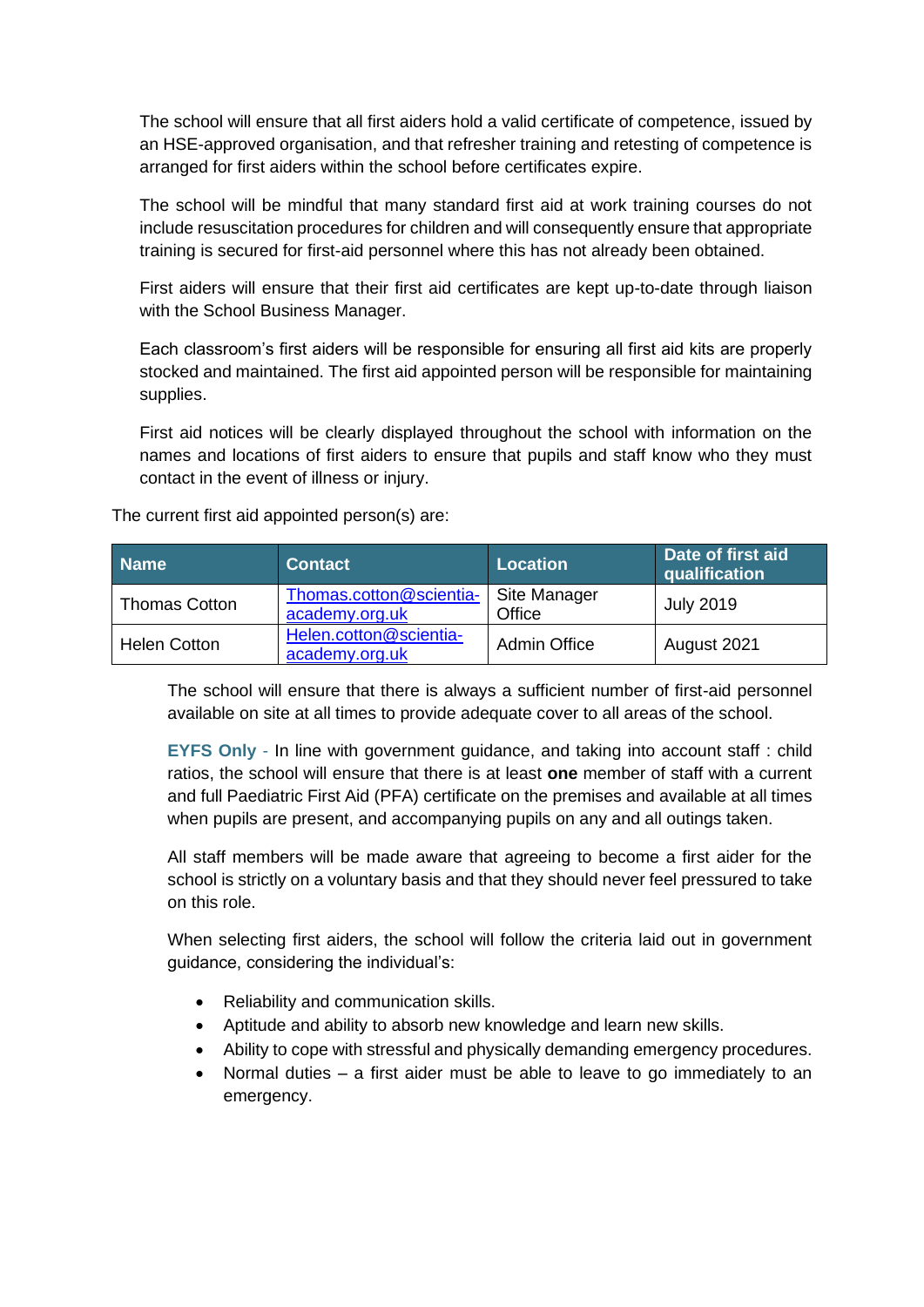The school will ensure that all first aiders hold a valid certificate of competence, issued by an HSE-approved organisation, and that refresher training and retesting of competence is arranged for first aiders within the school before certificates expire.

The school will be mindful that many standard first aid at work training courses do not include resuscitation procedures for children and will consequently ensure that appropriate training is secured for first-aid personnel where this has not already been obtained.

First aiders will ensure that their first aid certificates are kept up-to-date through liaison with the School Business Manager.

Each classroom's first aiders will be responsible for ensuring all first aid kits are properly stocked and maintained. The first aid appointed person will be responsible for maintaining supplies.

First aid notices will be clearly displayed throughout the school with information on the names and locations of first aiders to ensure that pupils and staff know who they must contact in the event of illness or injury.

The current first aid appointed person(s) are:

| Name | Contact | Location | Date of first aid qualification |
|---|---|---|---|
| Thomas Cotton | [Thomas.cotton@scientia-academy.org.uk](mailto:Thomas.cotton@scientia-academy.org.uk) | Site Manager Office | July 2019 |
| Helen Cotton | [Helen.cotton@scientia-academy.org.uk](mailto:Helen.cotton@scientia-academy.org.uk) | Admin Office | August 2021 |

The school will ensure that there is always a sufficient number of first-aid personnel available on site at all times to provide adequate cover to all areas of the school.

**EYFS Only** - In line with government guidance, and taking into account staff : child ratios, the school will ensure that there is at least **one** member of staff with a current and full Paediatric First Aid (PFA) certificate on the premises and available at all times when pupils are present, and accompanying pupils on any and all outings taken.

All staff members will be made aware that agreeing to become a first aider for the school is strictly on a voluntary basis and that they should never feel pressured to take on this role.

When selecting first aiders, the school will follow the criteria laid out in government guidance, considering the individual's:

- Reliability and communication skills.
- Aptitude and ability to absorb new knowledge and learn new skills.
- Ability to cope with stressful and physically demanding emergency procedures.
- Normal duties – a first aider must be able to leave to go immediately to an emergency.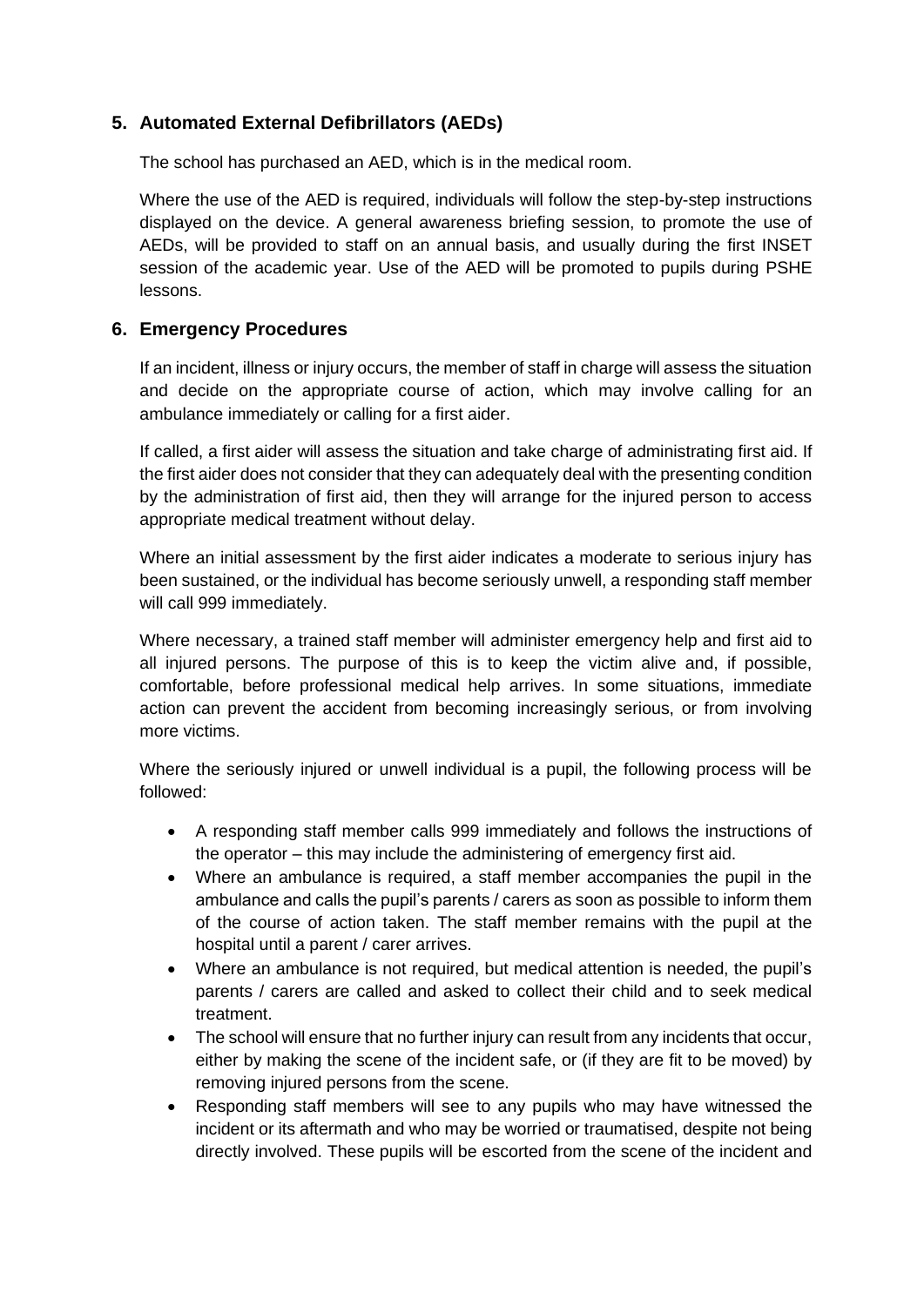## 5. Automated External Defibrillators (AEDs)

The school has purchased an AED, which is in the medical room.

Where the use of the AED is required, individuals will follow the step-by-step instructions displayed on the device. A general awareness briefing session, to promote the use of AEDs, will be provided to staff on an annual basis, and usually during the first INSET session of the academic year. Use of the AED will be promoted to pupils during PSHE lessons.

## 6. Emergency Procedures

If an incident, illness or injury occurs, the member of staff in charge will assess the situation and decide on the appropriate course of action, which may involve calling for an ambulance immediately or calling for a first aider.

If called, a first aider will assess the situation and take charge of administrating first aid. If the first aider does not consider that they can adequately deal with the presenting condition by the administration of first aid, then they will arrange for the injured person to access appropriate medical treatment without delay.

Where an initial assessment by the first aider indicates a moderate to serious injury has been sustained, or the individual has become seriously unwell, a responding staff member will call 999 immediately.

Where necessary, a trained staff member will administer emergency help and first aid to all injured persons. The purpose of this is to keep the victim alive and, if possible, comfortable, before professional medical help arrives. In some situations, immediate action can prevent the accident from becoming increasingly serious, or from involving more victims.

Where the seriously injured or unwell individual is a pupil, the following process will be followed:

- A responding staff member calls 999 immediately and follows the instructions of the operator – this may include the administering of emergency first aid.
- Where an ambulance is required, a staff member accompanies the pupil in the ambulance and calls the pupil's parents / carers as soon as possible to inform them of the course of action taken. The staff member remains with the pupil at the hospital until a parent / carer arrives.
- Where an ambulance is not required, but medical attention is needed, the pupil's parents / carers are called and asked to collect their child and to seek medical treatment.
- The school will ensure that no further injury can result from any incidents that occur, either by making the scene of the incident safe, or (if they are fit to be moved) by removing injured persons from the scene.
- Responding staff members will see to any pupils who may have witnessed the incident or its aftermath and who may be worried or traumatised, despite not being directly involved. These pupils will be escorted from the scene of the incident and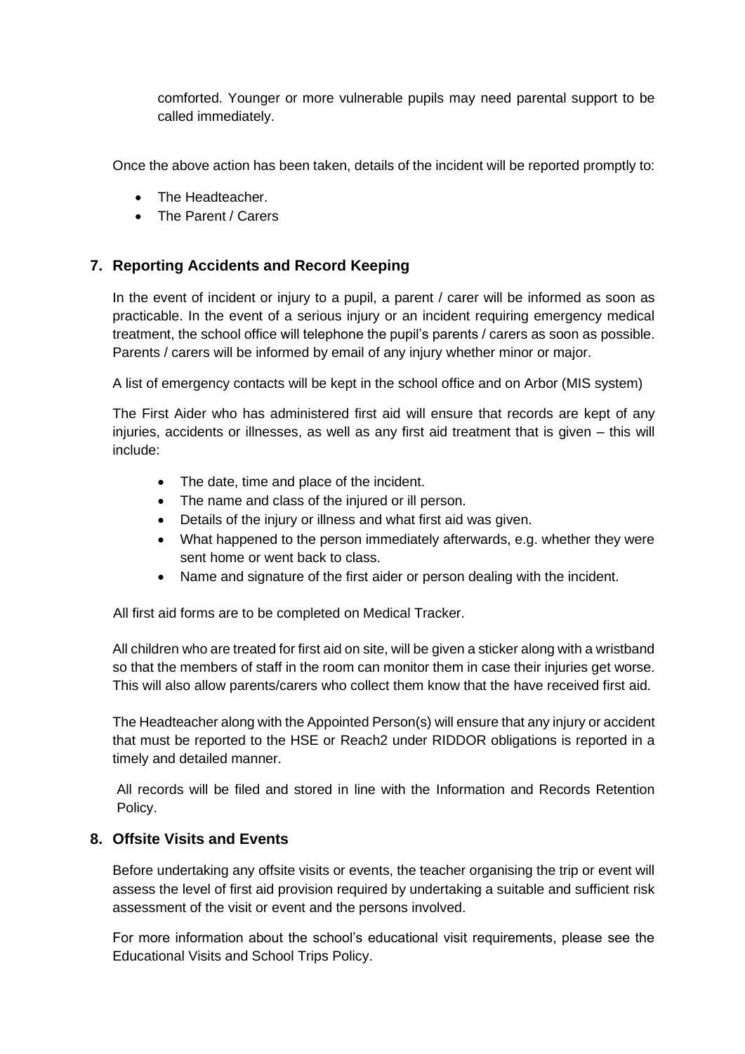comforted. Younger or more vulnerable pupils may need parental support to be called immediately.

Once the above action has been taken, details of the incident will be reported promptly to:

- The Headteacher.
- The Parent / Carers

## 7. Reporting Accidents and Record Keeping

In the event of incident or injury to a pupil, a parent / carer will be informed as soon as practicable. In the event of a serious injury or an incident requiring emergency medical treatment, the school office will telephone the pupil's parents / carers as soon as possible. Parents / carers will be informed by email of any injury whether minor or major.

A list of emergency contacts will be kept in the school office and on Arbor (MIS system)

The First Aider who has administered first aid will ensure that records are kept of any injuries, accidents or illnesses, as well as any first aid treatment that is given – this will include:

- The date, time and place of the incident.
- The name and class of the injured or ill person.
- Details of the injury or illness and what first aid was given.
- What happened to the person immediately afterwards, e.g. whether they were sent home or went back to class.
- Name and signature of the first aider or person dealing with the incident.

All first aid forms are to be completed on Medical Tracker.

All children who are treated for first aid on site, will be given a sticker along with a wristband so that the members of staff in the room can monitor them in case their injuries get worse. This will also allow parents/carers who collect them know that the have received first aid.

The Headteacher along with the Appointed Person(s) will ensure that any injury or accident that must be reported to the HSE or Reach2 under RIDDOR obligations is reported in a timely and detailed manner.

All records will be filed and stored in line with the Information and Records Retention Policy.

## 8. Offsite Visits and Events

Before undertaking any offsite visits or events, the teacher organising the trip or event will assess the level of first aid provision required by undertaking a suitable and sufficient risk assessment of the visit or event and the persons involved.

For more information about the school's educational visit requirements, please see the Educational Visits and School Trips Policy.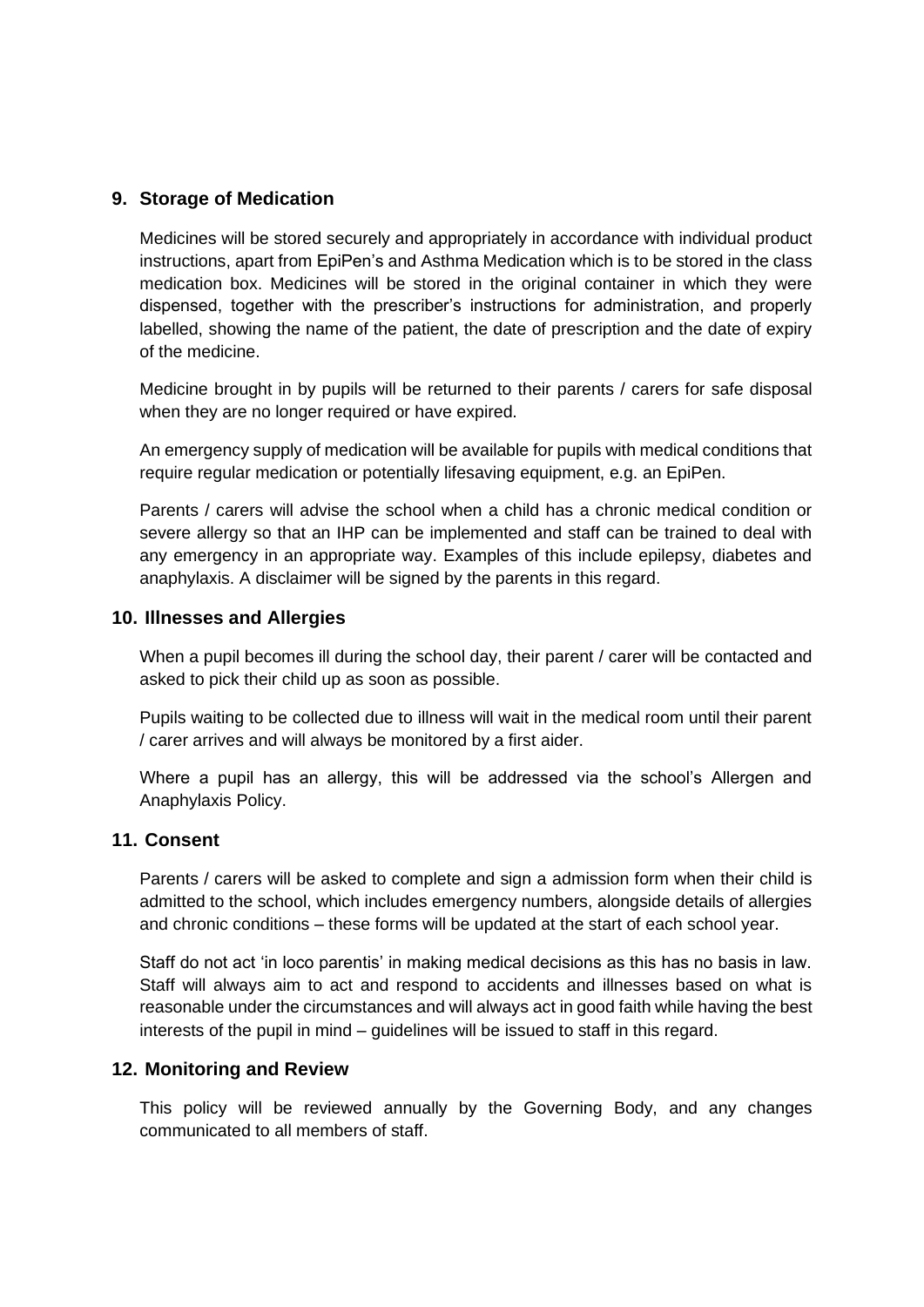## 9. Storage of Medication

Medicines will be stored securely and appropriately in accordance with individual product instructions, apart from EpiPen's and Asthma Medication which is to be stored in the class medication box. Medicines will be stored in the original container in which they were dispensed, together with the prescriber's instructions for administration, and properly labelled, showing the name of the patient, the date of prescription and the date of expiry of the medicine.

Medicine brought in by pupils will be returned to their parents / carers for safe disposal when they are no longer required or have expired.

An emergency supply of medication will be available for pupils with medical conditions that require regular medication or potentially lifesaving equipment, e.g. an EpiPen.

Parents / carers will advise the school when a child has a chronic medical condition or severe allergy so that an IHP can be implemented and staff can be trained to deal with any emergency in an appropriate way. Examples of this include epilepsy, diabetes and anaphylaxis. A disclaimer will be signed by the parents in this regard.

## 10. Illnesses and Allergies

When a pupil becomes ill during the school day, their parent / carer will be contacted and asked to pick their child up as soon as possible.

Pupils waiting to be collected due to illness will wait in the medical room until their parent / carer arrives and will always be monitored by a first aider.

Where a pupil has an allergy, this will be addressed via the school's Allergen and Anaphylaxis Policy.

## 11. Consent

Parents / carers will be asked to complete and sign a admission form when their child is admitted to the school, which includes emergency numbers, alongside details of allergies and chronic conditions – these forms will be updated at the start of each school year.

Staff do not act 'in loco parentis' in making medical decisions as this has no basis in law. Staff will always aim to act and respond to accidents and illnesses based on what is reasonable under the circumstances and will always act in good faith while having the best interests of the pupil in mind – guidelines will be issued to staff in this regard.

## 12. Monitoring and Review

This policy will be reviewed annually by the Governing Body, and any changes communicated to all members of staff.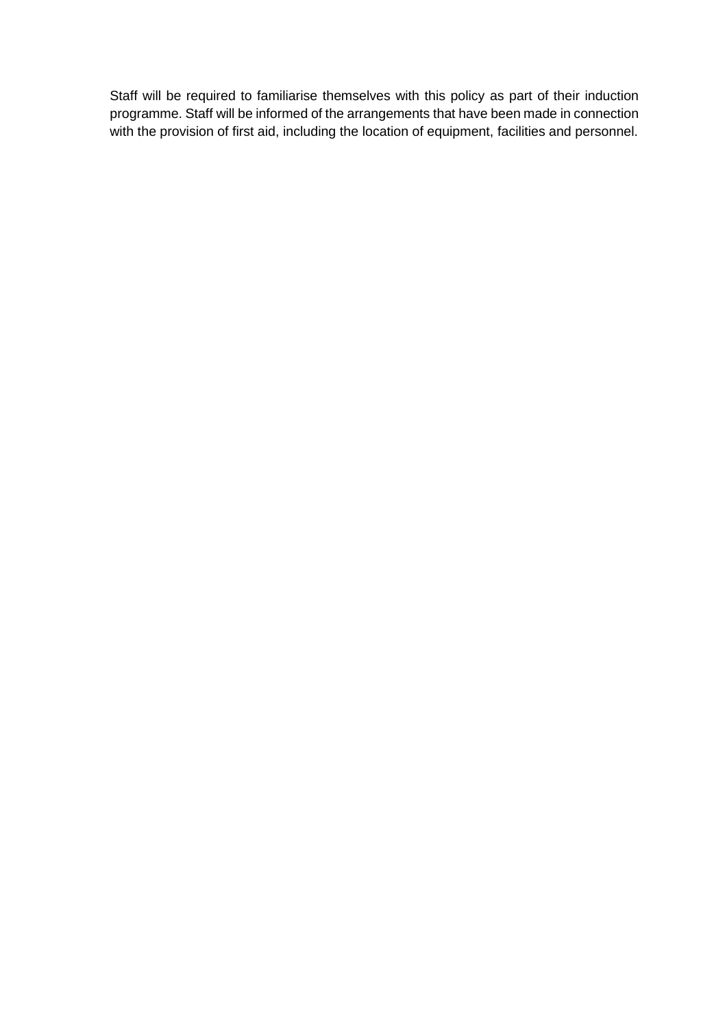Staff will be required to familiarise themselves with this policy as part of their induction programme. Staff will be informed of the arrangements that have been made in connection with the provision of first aid, including the location of equipment, facilities and personnel.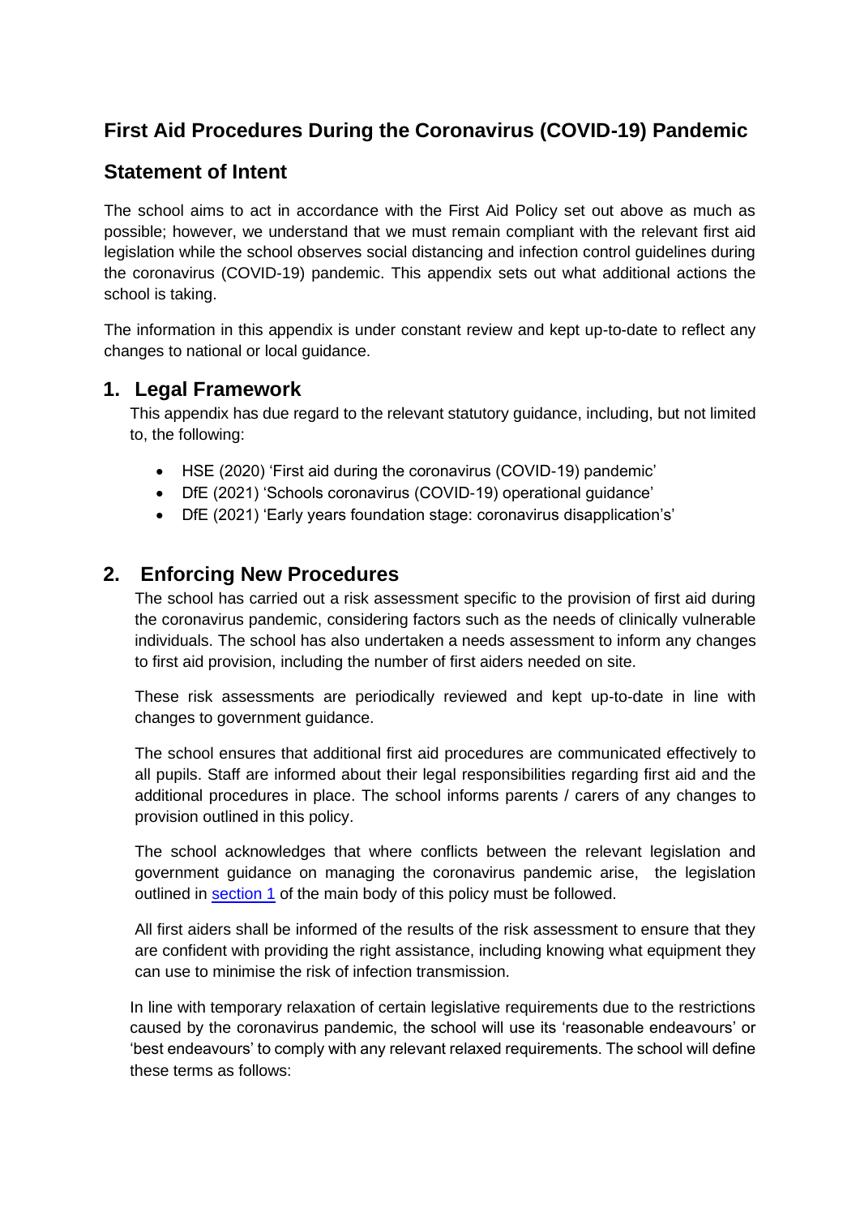# First Aid Procedures During the Coronavirus (COVID-19) Pandemic

## Statement of Intent

The school aims to act in accordance with the First Aid Policy set out above as much as possible; however, we understand that we must remain compliant with the relevant first aid legislation while the school observes social distancing and infection control guidelines during the coronavirus (COVID-19) pandemic. This appendix sets out what additional actions the school is taking.

The information in this appendix is under constant review and kept up-to-date to reflect any changes to national or local guidance.

## 1. Legal Framework

This appendix has due regard to the relevant statutory guidance, including, but not limited to, the following:

- HSE (2020) 'First aid during the coronavirus (COVID-19) pandemic'
- DfE (2021) 'Schools coronavirus (COVID-19) operational guidance'
- DfE (2021) 'Early years foundation stage: coronavirus disapplication's'

## 2. Enforcing New Procedures

The school has carried out a risk assessment specific to the provision of first aid during the coronavirus pandemic, considering factors such as the needs of clinically vulnerable individuals. The school has also undertaken a needs assessment to inform any changes to first aid provision, including the number of first aiders needed on site.

These risk assessments are periodically reviewed and kept up-to-date in line with changes to government guidance.

The school ensures that additional first aid procedures are communicated effectively to all pupils. Staff are informed about their legal responsibilities regarding first aid and the additional procedures in place. The school informs parents / carers of any changes to provision outlined in this policy.

The school acknowledges that where conflicts between the relevant legislation and government guidance on managing the coronavirus pandemic arise, the legislation outlined in section 1 of the main body of this policy must be followed.

All first aiders shall be informed of the results of the risk assessment to ensure that they are confident with providing the right assistance, including knowing what equipment they can use to minimise the risk of infection transmission.

In line with temporary relaxation of certain legislative requirements due to the restrictions caused by the coronavirus pandemic, the school will use its 'reasonable endeavours' or 'best endeavours' to comply with any relevant relaxed requirements. The school will define these terms as follows: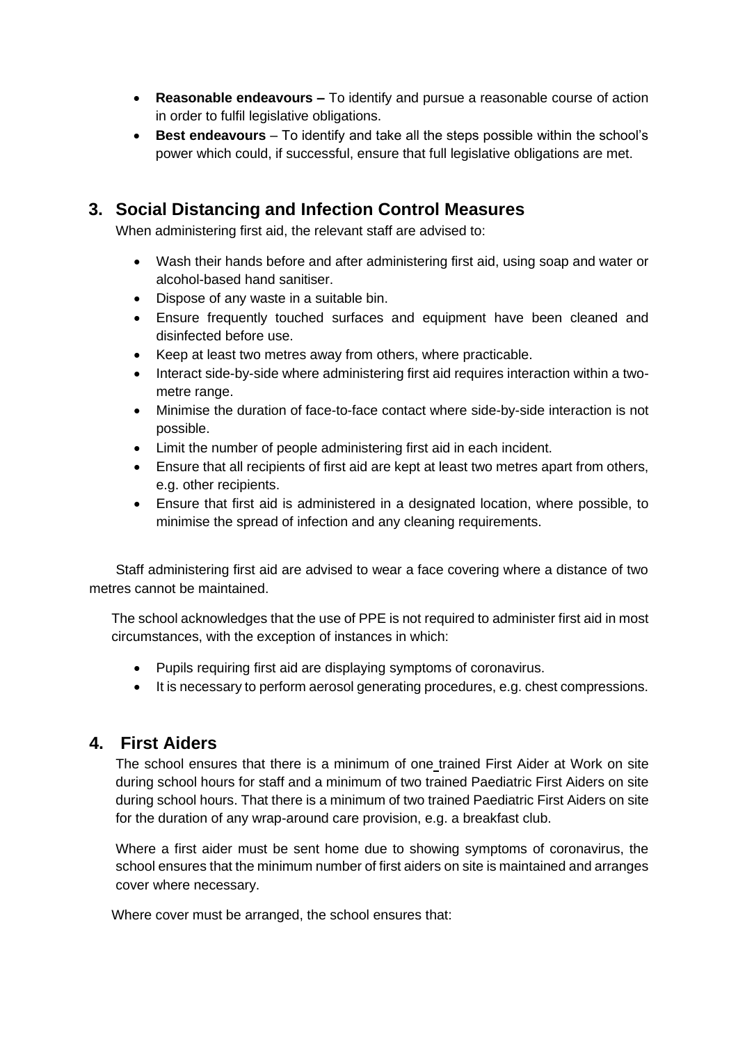- **Reasonable endeavours –** To identify and pursue a reasonable course of action in order to fulfil legislative obligations.
- **Best endeavours** – To identify and take all the steps possible within the school's power which could, if successful, ensure that full legislative obligations are met.

## 3. Social Distancing and Infection Control Measures

When administering first aid, the relevant staff are advised to:

- Wash their hands before and after administering first aid, using soap and water or alcohol-based hand sanitiser.
- Dispose of any waste in a suitable bin.
- Ensure frequently touched surfaces and equipment have been cleaned and disinfected before use.
- Keep at least two metres away from others, where practicable.
- Interact side-by-side where administering first aid requires interaction within a two-metre range.
- Minimise the duration of face-to-face contact where side-by-side interaction is not possible.
- Limit the number of people administering first aid in each incident.
- Ensure that all recipients of first aid are kept at least two metres apart from others, e.g. other recipients.
- Ensure that first aid is administered in a designated location, where possible, to minimise the spread of infection and any cleaning requirements.

Staff administering first aid are advised to wear a face covering where a distance of two metres cannot be maintained.

The school acknowledges that the use of PPE is not required to administer first aid in most circumstances, with the exception of instances in which:

- Pupils requiring first aid are displaying symptoms of coronavirus.
- It is necessary to perform aerosol generating procedures, e.g. chest compressions.

## 4. First Aiders

The school ensures that there is a minimum of one trained First Aider at Work on site during school hours for staff and a minimum of two trained Paediatric First Aiders on site during school hours. That there is a minimum of two trained Paediatric First Aiders on site for the duration of any wrap-around care provision, e.g. a breakfast club.

Where a first aider must be sent home due to showing symptoms of coronavirus, the school ensures that the minimum number of first aiders on site is maintained and arranges cover where necessary.

Where cover must be arranged, the school ensures that: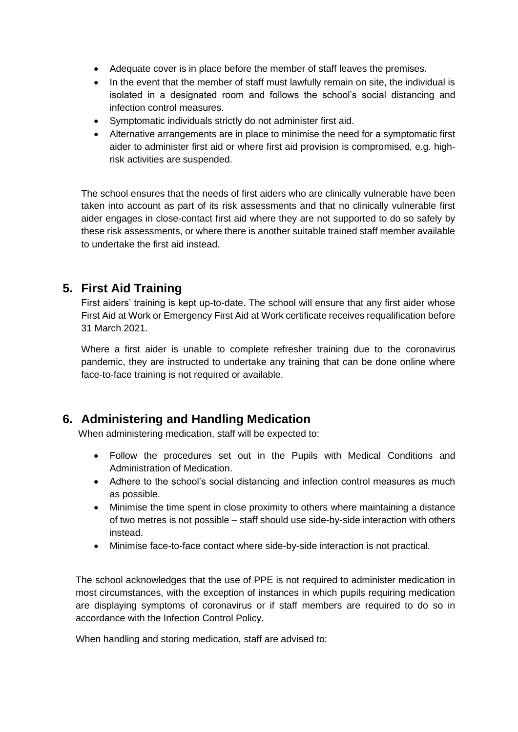- Adequate cover is in place before the member of staff leaves the premises.
- In the event that the member of staff must lawfully remain on site, the individual is isolated in a designated room and follows the school's social distancing and infection control measures.
- Symptomatic individuals strictly do not administer first aid.
- Alternative arrangements are in place to minimise the need for a symptomatic first aider to administer first aid or where first aid provision is compromised, e.g. high-risk activities are suspended.

The school ensures that the needs of first aiders who are clinically vulnerable have been taken into account as part of its risk assessments and that no clinically vulnerable first aider engages in close-contact first aid where they are not supported to do so safely by these risk assessments, or where there is another suitable trained staff member available to undertake the first aid instead.

## 5. First Aid Training

First aiders' training is kept up-to-date. The school will ensure that any first aider whose First Aid at Work or Emergency First Aid at Work certificate receives requalification before 31 March 2021.

Where a first aider is unable to complete refresher training due to the coronavirus pandemic, they are instructed to undertake any training that can be done online where face-to-face training is not required or available.

## 6. Administering and Handling Medication

When administering medication, staff will be expected to:

- Follow the procedures set out in the Pupils with Medical Conditions and Administration of Medication.
- Adhere to the school's social distancing and infection control measures as much as possible.
- Minimise the time spent in close proximity to others where maintaining a distance of two metres is not possible – staff should use side-by-side interaction with others instead.
- Minimise face-to-face contact where side-by-side interaction is not practical.

The school acknowledges that the use of PPE is not required to administer medication in most circumstances, with the exception of instances in which pupils requiring medication are displaying symptoms of coronavirus or if staff members are required to do so in accordance with the Infection Control Policy.

When handling and storing medication, staff are advised to: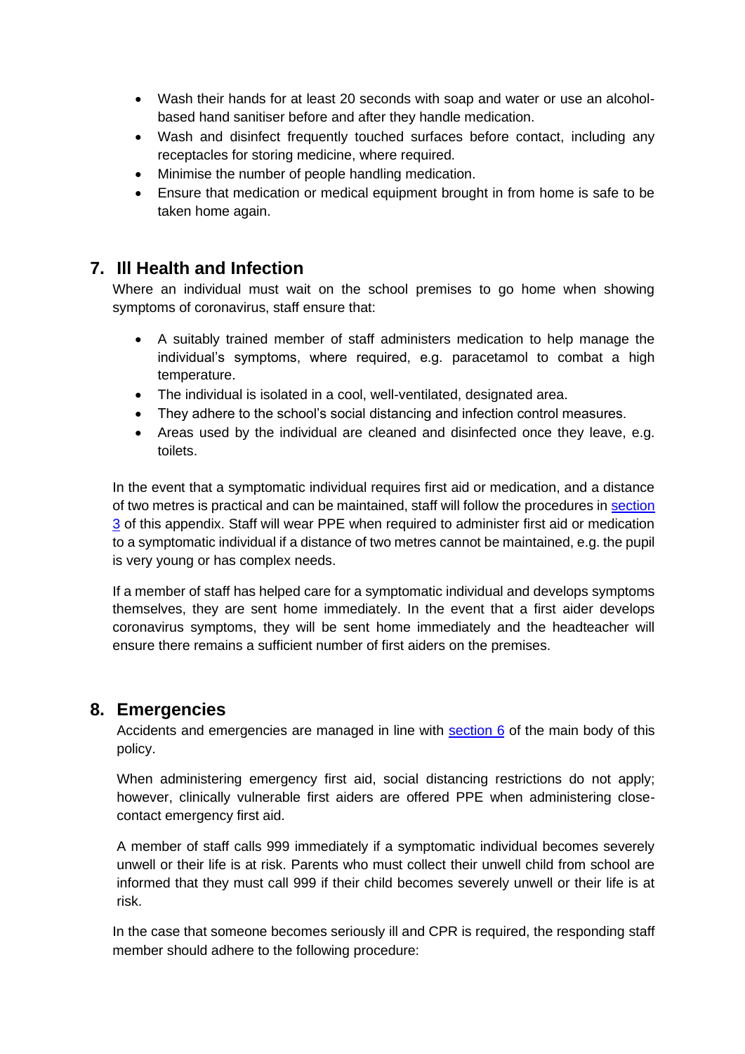- Wash their hands for at least 20 seconds with soap and water or use an alcohol-based hand sanitiser before and after they handle medication.
- Wash and disinfect frequently touched surfaces before contact, including any receptacles for storing medicine, where required.
- Minimise the number of people handling medication.
- Ensure that medication or medical equipment brought in from home is safe to be taken home again.

## 7. Ill Health and Infection

Where an individual must wait on the school premises to go home when showing symptoms of coronavirus, staff ensure that:

- A suitably trained member of staff administers medication to help manage the individual's symptoms, where required, e.g. paracetamol to combat a high temperature.
- The individual is isolated in a cool, well-ventilated, designated area.
- They adhere to the school's social distancing and infection control measures.
- Areas used by the individual are cleaned and disinfected once they leave, e.g. toilets.

In the event that a symptomatic individual requires first aid or medication, and a distance of two metres is practical and can be maintained, staff will follow the procedures in section 3 of this appendix. Staff will wear PPE when required to administer first aid or medication to a symptomatic individual if a distance of two metres cannot be maintained, e.g. the pupil is very young or has complex needs.

If a member of staff has helped care for a symptomatic individual and develops symptoms themselves, they are sent home immediately. In the event that a first aider develops coronavirus symptoms, they will be sent home immediately and the headteacher will ensure there remains a sufficient number of first aiders on the premises.

## 8. Emergencies

Accidents and emergencies are managed in line with section 6 of the main body of this policy.

When administering emergency first aid, social distancing restrictions do not apply; however, clinically vulnerable first aiders are offered PPE when administering close-contact emergency first aid.

A member of staff calls 999 immediately if a symptomatic individual becomes severely unwell or their life is at risk. Parents who must collect their unwell child from school are informed that they must call 999 if their child becomes severely unwell or their life is at risk.

In the case that someone becomes seriously ill and CPR is required, the responding staff member should adhere to the following procedure: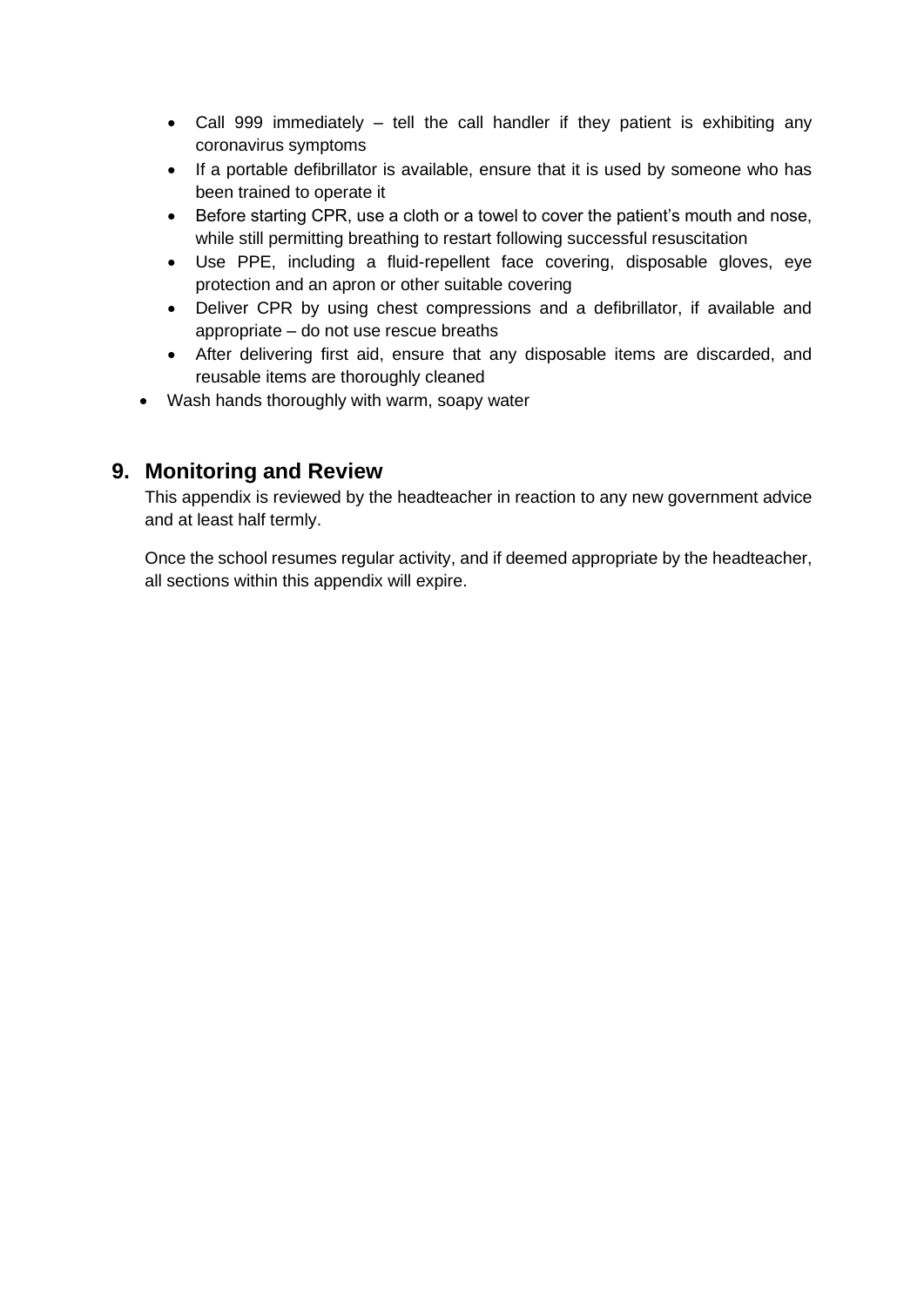- Call 999 immediately – tell the call handler if they patient is exhibiting any coronavirus symptoms
  - If a portable defibrillator is available, ensure that it is used by someone who has been trained to operate it
  - Before starting CPR, use a cloth or a towel to cover the patient's mouth and nose, while still permitting breathing to restart following successful resuscitation
  - Use PPE, including a fluid-repellent face covering, disposable gloves, eye protection and an apron or other suitable covering
  - Deliver CPR by using chest compressions and a defibrillator, if available and appropriate – do not use rescue breaths
  - After delivering first aid, ensure that any disposable items are discarded, and reusable items are thoroughly cleaned
- Wash hands thoroughly with warm, soapy water

## 9. Monitoring and Review

This appendix is reviewed by the headteacher in reaction to any new government advice and at least half termly.

Once the school resumes regular activity, and if deemed appropriate by the headteacher, all sections within this appendix will expire.